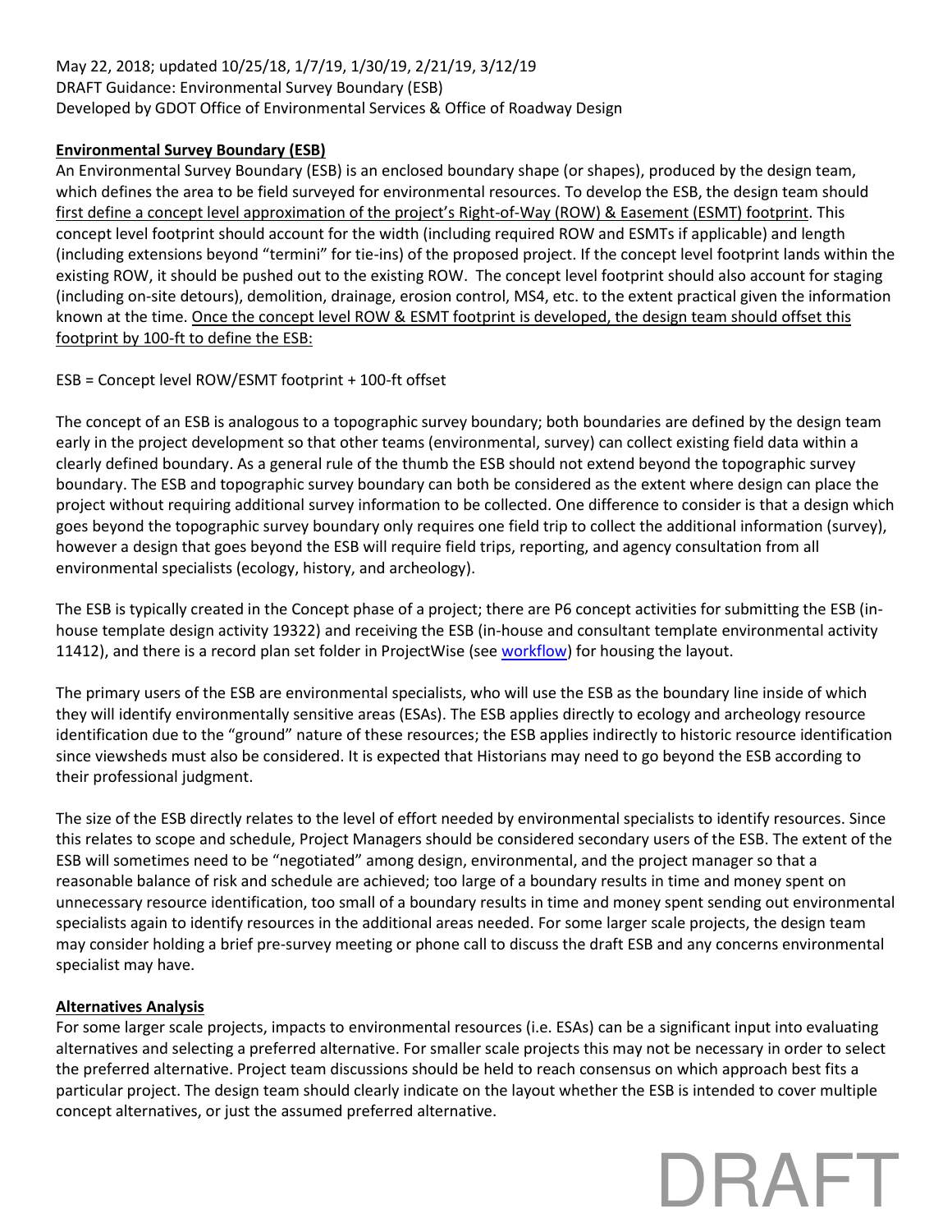May 22, 2018; updated 10/25/18, 1/7/19, 1/30/19, 2/21/19, 3/12/19
DRAFT Guidance: Environmental Survey Boundary (ESB)
Developed by GDOT Office of Environmental Services & Office of Roadway Design

## Environmental Survey Boundary (ESB)

An Environmental Survey Boundary (ESB) is an enclosed boundary shape (or shapes), produced by the design team, which defines the area to be field surveyed for environmental resources. To develop the ESB, the design team should first define a concept level approximation of the project's Right-of-Way (ROW) & Easement (ESMT) footprint. This concept level footprint should account for the width (including required ROW and ESMTs if applicable) and length (including extensions beyond "termini" for tie-ins) of the proposed project. If the concept level footprint lands within the existing ROW, it should be pushed out to the existing ROW. The concept level footprint should also account for staging (including on-site detours), demolition, drainage, erosion control, MS4, etc. to the extent practical given the information known at the time. Once the concept level ROW & ESMT footprint is developed, the design team should offset this footprint by 100-ft to define the ESB:

ESB = Concept level ROW/ESMT footprint + 100-ft offset

The concept of an ESB is analogous to a topographic survey boundary; both boundaries are defined by the design team early in the project development so that other teams (environmental, survey) can collect existing field data within a clearly defined boundary. As a general rule of the thumb the ESB should not extend beyond the topographic survey boundary. The ESB and topographic survey boundary can both be considered as the extent where design can place the project without requiring additional survey information to be collected. One difference to consider is that a design which goes beyond the topographic survey boundary only requires one field trip to collect the additional information (survey), however a design that goes beyond the ESB will require field trips, reporting, and agency consultation from all environmental specialists (ecology, history, and archeology).

The ESB is typically created in the Concept phase of a project; there are P6 concept activities for submitting the ESB (in-house template design activity 19322) and receiving the ESB (in-house and consultant template environmental activity 11412), and there is a record plan set folder in ProjectWise (see workflow) for housing the layout.

The primary users of the ESB are environmental specialists, who will use the ESB as the boundary line inside of which they will identify environmentally sensitive areas (ESAs). The ESB applies directly to ecology and archeology resource identification due to the "ground" nature of these resources; the ESB applies indirectly to historic resource identification since viewsheds must also be considered. It is expected that Historians may need to go beyond the ESB according to their professional judgment.

The size of the ESB directly relates to the level of effort needed by environmental specialists to identify resources. Since this relates to scope and schedule, Project Managers should be considered secondary users of the ESB. The extent of the ESB will sometimes need to be "negotiated" among design, environmental, and the project manager so that a reasonable balance of risk and schedule are achieved; too large of a boundary results in time and money spent on unnecessary resource identification, too small of a boundary results in time and money spent sending out environmental specialists again to identify resources in the additional areas needed. For some larger scale projects, the design team may consider holding a brief pre-survey meeting or phone call to discuss the draft ESB and any concerns environmental specialist may have.

## Alternatives Analysis

For some larger scale projects, impacts to environmental resources (i.e. ESAs) can be a significant input into evaluating alternatives and selecting a preferred alternative. For smaller scale projects this may not be necessary in order to select the preferred alternative. Project team discussions should be held to reach consensus on which approach best fits a particular project. The design team should clearly indicate on the layout whether the ESB is intended to cover multiple concept alternatives, or just the assumed preferred alternative.

DRAFT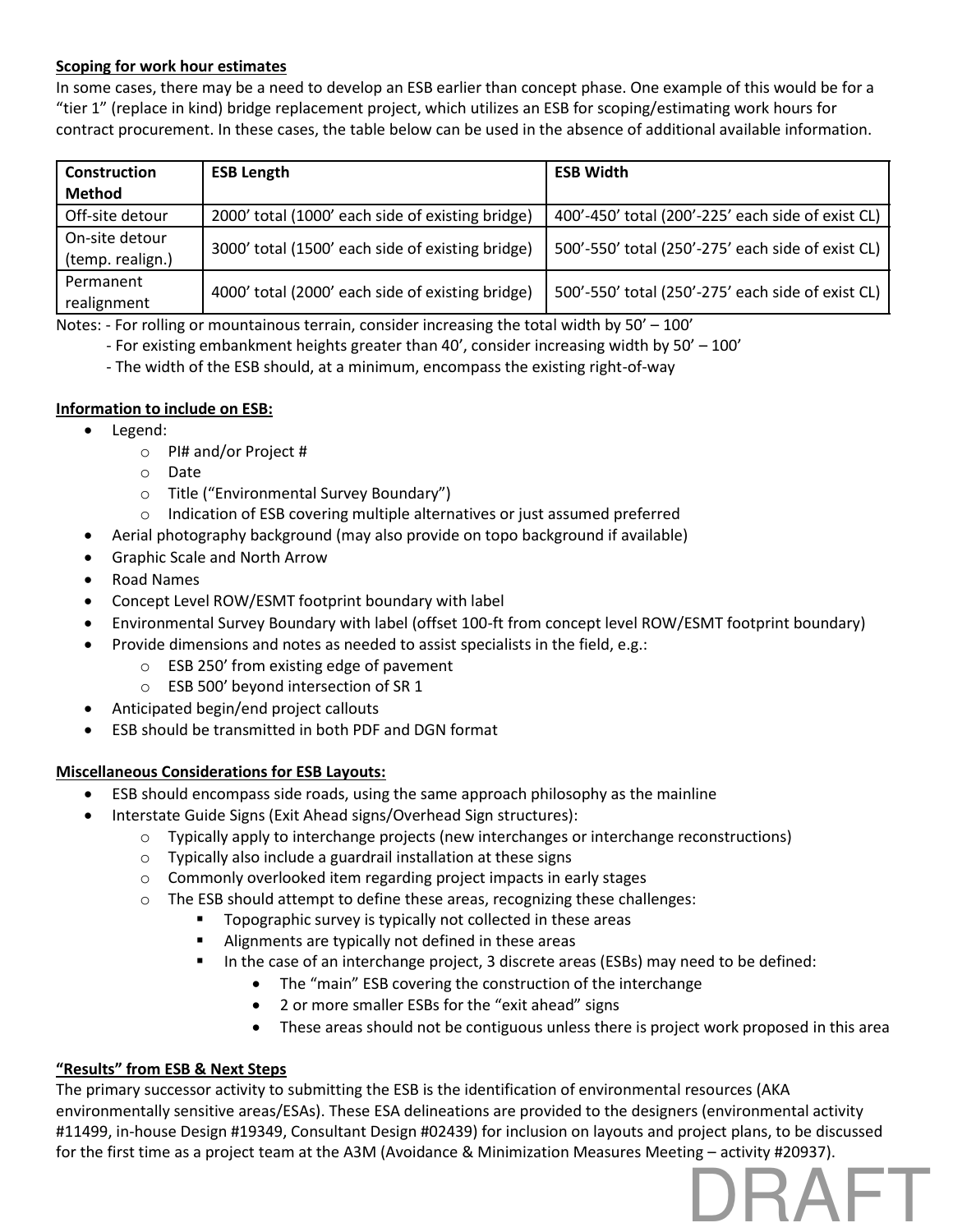**Scoping for work hour estimates**

In some cases, there may be a need to develop an ESB earlier than concept phase. One example of this would be for a "tier 1" (replace in kind) bridge replacement project, which utilizes an ESB for scoping/estimating work hours for contract procurement. In these cases, the table below can be used in the absence of additional available information.

| Construction Method | ESB Length | ESB Width |
|---|---|---|
| Off-site detour | 2000' total (1000' each side of existing bridge) | 400'-450' total (200'-225' each side of exist CL) |
| On-site detour (temp. realign.) | 3000' total (1500' each side of existing bridge) | 500'-550' total (250'-275' each side of exist CL) |
| Permanent realignment | 4000' total (2000' each side of existing bridge) | 500'-550' total (250'-275' each side of exist CL) |

Notes: - For rolling or mountainous terrain, consider increasing the total width by 50' – 100'
- For existing embankment heights greater than 40', consider increasing width by 50' – 100'
- The width of the ESB should, at a minimum, encompass the existing right-of-way

**Information to include on ESB:**

- Legend:
  - PI# and/or Project #
  - Date
  - Title ("Environmental Survey Boundary")
  - Indication of ESB covering multiple alternatives or just assumed preferred
- Aerial photography background (may also provide on topo background if available)
- Graphic Scale and North Arrow
- Road Names
- Concept Level ROW/ESMT footprint boundary with label
- Environmental Survey Boundary with label (offset 100-ft from concept level ROW/ESMT footprint boundary)
- Provide dimensions and notes as needed to assist specialists in the field, e.g.:
  - ESB 250' from existing edge of pavement
  - ESB 500' beyond intersection of SR 1
- Anticipated begin/end project callouts
- ESB should be transmitted in both PDF and DGN format

**Miscellaneous Considerations for ESB Layouts:**

- ESB should encompass side roads, using the same approach philosophy as the mainline
- Interstate Guide Signs (Exit Ahead signs/Overhead Sign structures):
  - Typically apply to interchange projects (new interchanges or interchange reconstructions)
  - Typically also include a guardrail installation at these signs
  - Commonly overlooked item regarding project impacts in early stages
  - The ESB should attempt to define these areas, recognizing these challenges:
    - Topographic survey is typically not collected in these areas
    - Alignments are typically not defined in these areas
    - In the case of an interchange project, 3 discrete areas (ESBs) may need to be defined:
      - The "main" ESB covering the construction of the interchange
      - 2 or more smaller ESBs for the "exit ahead" signs
      - These areas should not be contiguous unless there is project work proposed in this area

**"Results" from ESB & Next Steps**

The primary successor activity to submitting the ESB is the identification of environmental resources (AKA environmentally sensitive areas/ESAs). These ESA delineations are provided to the designers (environmental activity #11499, in-house Design #19349, Consultant Design #02439) for inclusion on layouts and project plans, to be discussed for the first time as a project team at the A3M (Avoidance & Minimization Measures Meeting – activity #20937).

DRAFT